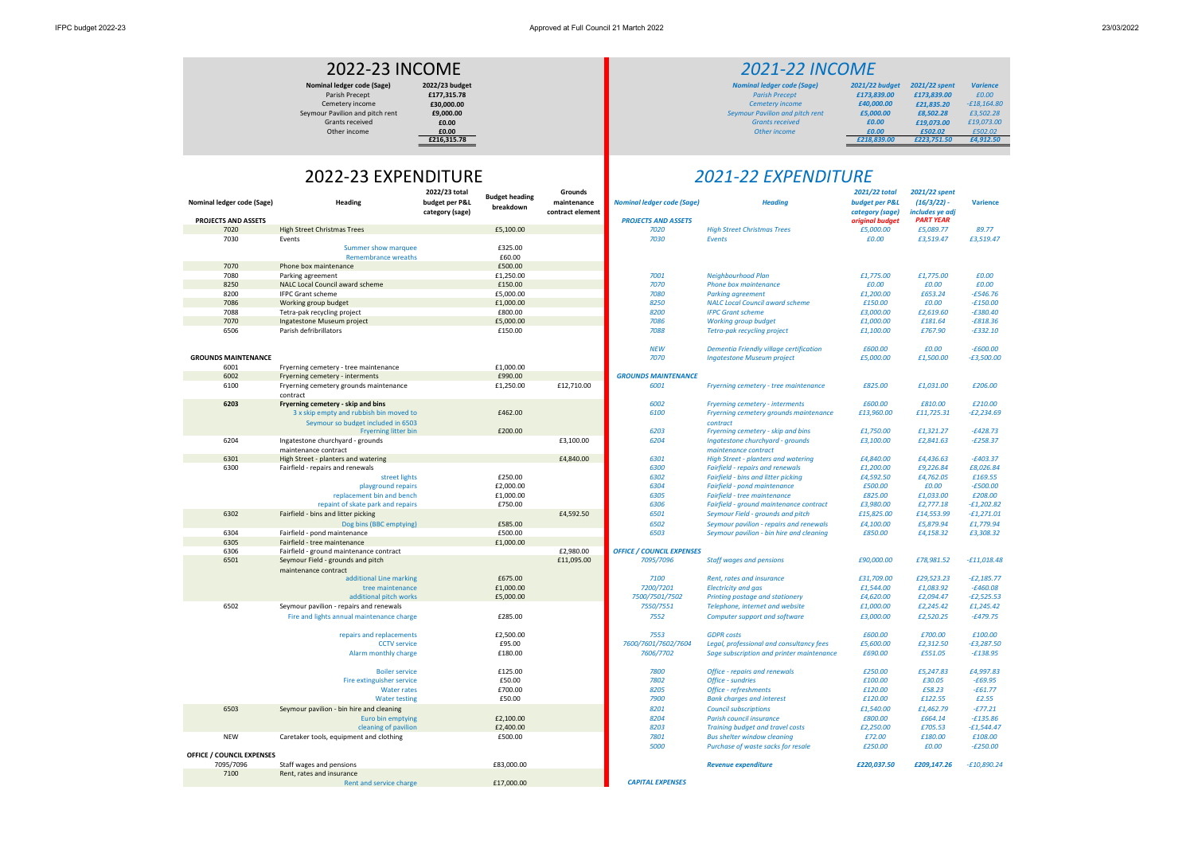# 2022-23 INCOME

| Nominal ledger code (Sage) | 2022/23 budget |
|---|---|
| Parish Precept | £177,315.78 |
| Cemetery income | £30,000.00 |
| Seymour Pavilion and pitch rent | £9,000.00 |
| Grants received | £0.00 |
| Other income | £0.00 |
| | £216,315.78 |

# *2021-22 INCOME*

| *Nominal ledger code (Sage)* | *2021/22 budget* | *2021/22 spent* | *Varience* |
|---|---|---|---|
| *Parish Precept* | *£173,839.00* | *£173,839.00* | *£0.00* |
| *Cemetery income* | *£40,000.00* | *£21,835.20* | *-£18,164.80* |
| *Seymour Pavilion and pitch rent* | *£5,000.00* | *£8,502.28* | *£3,502.28* |
| *Grants received* | *£0.00* | *£19,073.00* | *£19,073.00* |
| *Other income* | *£0.00* | *£502.02* | *£502.02* |
| | *£218,839.00* | *£223,751.50* | *£4,912.50* |

# 2022-23 EXPENDITURE

| Nominal ledger code (Sage) | Heading | 2022/23 total budget per P&L category (sage) | Budget heading breakdown | Grounds maintenance contract element |
|---|---|---|---|---|
| **PROJECTS AND ASSETS** | | | | |
| 7020 | High Street Christmas Trees | | £5,100.00 | |
| 7030 | Events | | | |
| | Summer show marquee | | £325.00 | |
| | Remembrance wreaths | | £60.00 | |
| 7070 | Phone box maintenance | | £500.00 | |
| 7080 | Parking agreement | | £1,250.00 | |
| 8250 | NALC Local Council award scheme | | £150.00 | |
| 8200 | IFPC Grant scheme | | £5,000.00 | |
| 7086 | Working group budget | | £1,000.00 | |
| 7088 | Tetra-pak recycling project | | £800.00 | |
| 7070 | Ingatestone Museum project | | £5,000.00 | |
| 6506 | Parish defribrillators | | £150.00 | |
| **GROUNDS MAINTENANCE** | | | | |
| 6001 | Fryerning cemetery - tree maintenance | | £1,000.00 | |
| 6002 | Fryerning cemetery - interments | | £990.00 | |
| 6100 | Fryerning cemetery grounds maintenance contract | | £1,250.00 | £12,710.00 |
| **6203** | **Fryerning cemetery - skip and bins** | | | |
| | 3 x skip empty and rubbish bin moved to Seymour so budget included in 6503 | | £462.00 | |
| | Fryerning litter bin | | £200.00 | |
| 6204 | Ingatestone churchyard - grounds maintenance contract | | | £3,100.00 |
| 6301 | High Street - planters and watering | | | £4,840.00 |
| 6300 | Fairfield - repairs and renewals | | | |
| | street lights | | £250.00 | |
| | playground repairs | | £2,000.00 | |
| | replacement bin and bench | | £1,000.00 | |
| | repaint of skate park and repairs | | £750.00 | |
| 6302 | Fairfield - bins and litter picking | | | £4,592.50 |
| | Dog bins (BBC emptying) | | £585.00 | |
| 6304 | Fairfield - pond maintenance | | £500.00 | |
| 6305 | Fairfield - tree maintenance | | £1,000.00 | |
| 6306 | Fairfield - ground maintenance contract | | | £2,980.00 |
| 6501 | Seymour Field - grounds and pitch maintenance contract | | | £11,095.00 |
| | additional Line marking | | £675.00 | |
| | tree maintenance | | £1,000.00 | |
| | additional pitch works | | £5,000.00 | |
| 6502 | Seymour pavilion - repairs and renewals | | | |
| | Fire and lights annual maintenance charge | | £285.00 | |
| | repairs and replacements | | £2,500.00 | |
| | CCTV service | | £95.00 | |
| | Alarm monthly charge | | £180.00 | |
| | Boiler service | | £125.00 | |
| | Fire extinguisher service | | £50.00 | |
| | Water rates | | £700.00 | |
| | Water testing | | £50.00 | |
| 6503 | Seymour pavilion - bin hire and cleaning | | | |
| | Euro bin emptying | | £2,100.00 | |
| | cleaning of pavilion | | £2,400.00 | |
| NEW | Caretaker tools, equipment and clothing | | £500.00 | |
| **OFFICE / COUNCIL EXPENSES** | | | | |
| 7095/7096 | Staff wages and pensions | | £83,000.00 | |
| 7100 | Rent, rates and insurance | | | |
| | Rent and service charge | | £17,000.00 | |

# *2021-22 EXPENDITURE*

| *Nominal ledger code (Sage)* | *Heading* | *2021/22 total budget per P&L category (sage) original budget* | *2021/22 spent (16/3/22) - includes ye adj PART YEAR* | *Varience* |
|---|---|---|---|---|
| ***PROJECTS AND ASSETS*** | | | | |
| *7020* | *High Street Christmas Trees* | *£5,000.00* | *£5,089.77* | *89.77* |
| *7030* | *Events* | *£0.00* | *£3,519.47* | *£3,519.47* |
| *7001* | *Neighbourhood Plan* | *£1,775.00* | *£1,775.00* | *£0.00* |
| *7070* | *Phone box maintenance* | *£0.00* | *£0.00* | *£0.00* |
| *7080* | *Parking agreement* | *£1,200.00* | *£653.24* | *-£546.76* |
| *8250* | *NALC Local Council award scheme* | *£150.00* | *£0.00* | *-£150.00* |
| *8200* | *IFPC Grant scheme* | *£3,000.00* | *£2,619.60* | *-£380.40* |
| *7086* | *Working group budget* | *£1,000.00* | *£181.64* | *-£818.36* |
| *7088* | *Tetra-pak recycling project* | *£1,100.00* | *£767.90* | *-£332.10* |
| *NEW* | *Dementia Friendly village certification* | *£600.00* | *£0.00* | *-£600.00* |
| *7070* | *Ingatestone Museum project* | *£5,000.00* | *£1,500.00* | *-£3,500.00* |
| ***GROUNDS MAINTENANCE*** | | | | |
| *6001* | *Fryerning cemetery - tree maintenance* | *£825.00* | *£1,031.00* | *£206.00* |
| *6002* | *Fryerning cemetery - interments* | *£600.00* | *£810.00* | *£210.00* |
| *6100* | *Fryerning cemetery grounds maintenance contract* | *£13,960.00* | *£11,725.31* | *-£2,234.69* |
| *6203* | *Fryerning cemetery - skip and bins* | *£1,750.00* | *£1,321.27* | *-£428.73* |
| *6204* | *Ingatestone churchyard - grounds maintenance contract* | *£3,100.00* | *£2,841.63* | *-£258.37* |
| *6301* | *High Street - planters and watering* | *£4,840.00* | *£4,436.63* | *-£403.37* |
| *6300* | *Fairfield - repairs and renewals* | *£1,200.00* | *£9,226.84* | *£8,026.84* |
| *6302* | *Fairfield - bins and litter picking* | *£4,592.50* | *£4,762.05* | *£169.55* |
| *6304* | *Fairfield - pond maintenance* | *£500.00* | *£0.00* | *-£500.00* |
| *6305* | *Fairfield - tree maintenance* | *£825.00* | *£1,033.00* | *£208.00* |
| *6306* | *Fairfield - ground maintenance contract* | *£3,980.00* | *£2,777.18* | *-£1,202.82* |
| *6501* | *Seymour Field - grounds and pitch* | *£15,825.00* | *£14,553.99* | *-£1,271.01* |
| *6502* | *Seymour pavilion - repairs and renewals* | *£4,100.00* | *£5,879.94* | *£1,779.94* |
| *6503* | *Seymour pavilion - bin hire and cleaning* | *£850.00* | *£4,158.32* | *£3,308.32* |
| ***OFFICE / COUNCIL EXPENSES*** | | | | |
| *7095/7096* | *Staff wages and pensions* | *£90,000.00* | *£78,981.52* | *-£11,018.48* |
| *7100* | *Rent, rates and insurance* | *£31,709.00* | *£29,523.23* | *-£2,185.77* |
| *7200/7201* | *Electricity and gas* | *£1,544.00* | *£1,083.92* | *-£460.08* |
| *7500/7501/7502* | *Printing postage and stationery* | *£4,620.00* | *£2,094.47* | *-£2,525.53* |
| *7550/7551* | *Telephone, internet and website* | *£1,000.00* | *£2,245.42* | *£1,245.42* |
| *7552* | *Computer support and software* | *£3,000.00* | *£2,520.25* | *-£479.75* |
| *7553* | *GDPR costs* | *£600.00* | *£700.00* | *£100.00* |
| *7600/7601/7602/7604* | *Legal, professional and consultancy fees* | *£5,600.00* | *£2,312.50* | *-£3,287.50* |
| *7606/7702* | *Sage subscription and printer maintenance* | *£690.00* | *£551.05* | *-£138.95* |
| *7800* | *Office - repairs and renewals* | *£250.00* | *£5,247.83* | *£4,997.83* |
| *7802* | *Office - sundries* | *£100.00* | *£30.05* | *-£69.95* |
| *8205* | *Office - refreshments* | *£120.00* | *£58.23* | *-£61.77* |
| *7900* | *Bank charges and interest* | *£120.00* | *£122.55* | *£2.55* |
| *8201* | *Council subscriptions* | *£1,540.00* | *£1,462.79* | *-£77.21* |
| *8204* | *Parish council insurance* | *£800.00* | *£664.14* | *-£135.86* |
| *8203* | *Training budget and travel costs* | *£2,250.00* | *£705.53* | *-£1,544.47* |
| *7801* | *Bus shelter window cleaning* | *£72.00* | *£180.00* | *£108.00* |
| *5000* | *Purchase of waste sacks for resale* | *£250.00* | *£0.00* | *-£250.00* |
| | ***Revenue expenditure*** | ***£220,037.50*** | ***£209,147.26*** | ***-£10,890.24*** |
| ***CAPITAL EXPENSES*** | | | | |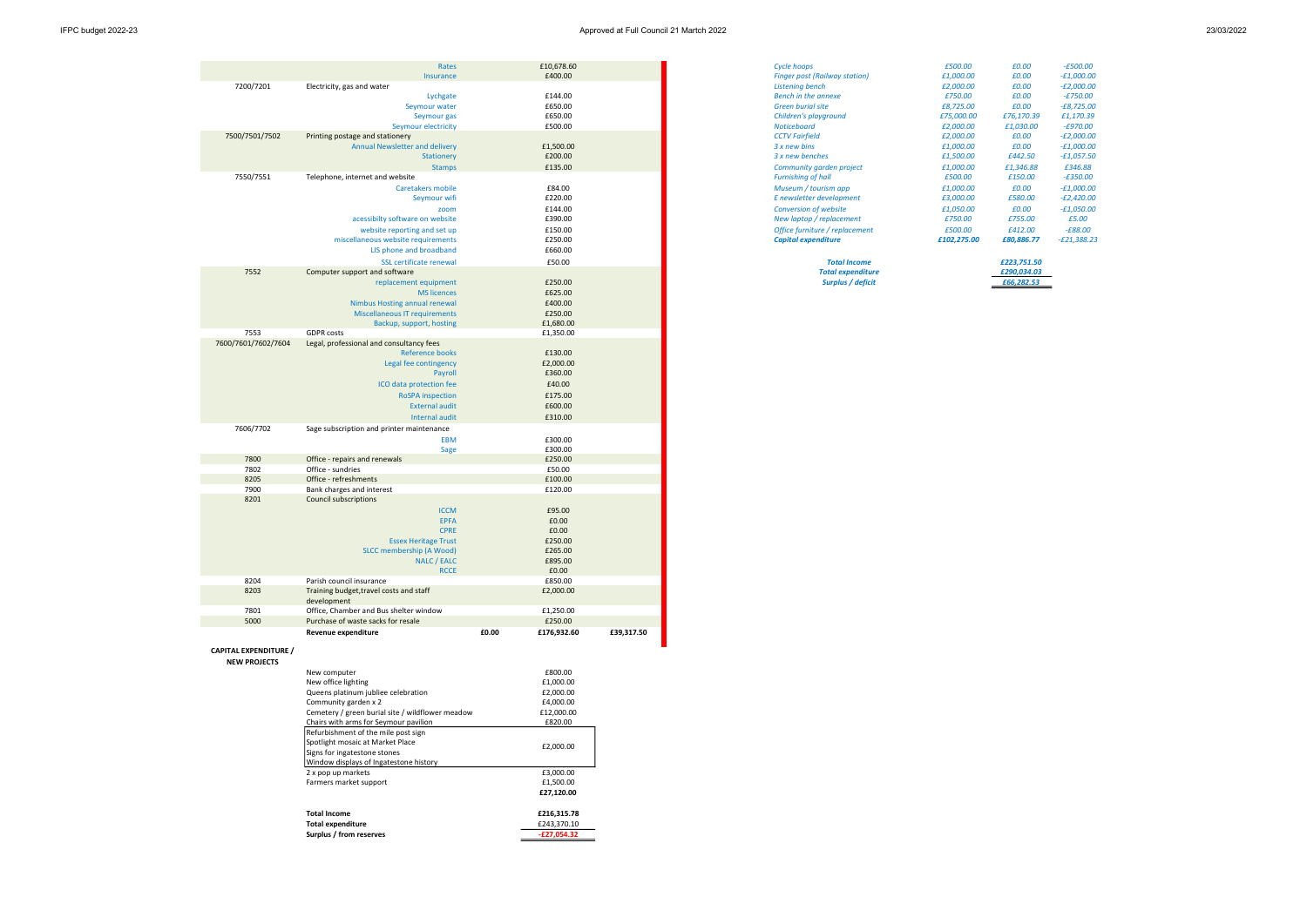| | | | | |
|---|---|---|---|---|
| | Rates | | £10,678.60 | |
| | Insurance | | £400.00 | |
| 7200/7201 | Electricity, gas and water | | | |
| | Lychgate | | £144.00 | |
| | Seymour water | | £650.00 | |
| | Seymour gas | | £650.00 | |
| | Seymour electricity | | £500.00 | |
| 7500/7501/7502 | Printing postage and stationery | | | |
| | Annual Newsletter and delivery | | £1,500.00 | |
| | Stationery | | £200.00 | |
| | Stamps | | £135.00 | |
| 7550/7551 | Telephone, internet and website | | | |
| | Caretakers mobile | | £84.00 | |
| | Seymour wifi | | £220.00 | |
| | zoom | | £144.00 | |
| | acessibilty software on website | | £390.00 | |
| | website reporting and set up | | £150.00 | |
| | miscellaneous website requirements | | £250.00 | |
| | LIS phone and broadband | | £660.00 | |
| | SSL certificate renewal | | £50.00 | |
| 7552 | Computer support and software | | | |
| | replacement equipment | | £250.00 | |
| | MS licences | | £625.00 | |
| | Nimbus Hosting annual renewal | | £400.00 | |
| | Miscellaneous IT requirements | | £250.00 | |
| | Backup, support, hosting | | £1,680.00 | |
| 7553 | GDPR costs | | £1,350.00 | |
| 7600/7601/7602/7604 | Legal, professional and consultancy fees | | | |
| | Reference books | | £130.00 | |
| | Legal fee contingency | | £2,000.00 | |
| | Payroll | | £360.00 | |
| | ICO data protection fee | | £40.00 | |
| | RoSPA inspection | | £175.00 | |
| | External audit | | £600.00 | |
| | Internal audit | | £310.00 | |
| 7606/7702 | Sage subscription and printer maintenance | | | |
| | EBM | | £300.00 | |
| | Sage | | £300.00 | |
| 7800 | Office - repairs and renewals | | £250.00 | |
| 7802 | Office - sundries | | £50.00 | |
| 8205 | Office - refreshments | | £100.00 | |
| 7900 | Bank charges and interest | | £120.00 | |
| 8201 | Council subscriptions | | | |
| | ICCM | | £95.00 | |
| | EPFA | | £0.00 | |
| | CPRE | | £0.00 | |
| | Essex Heritage Trust | | £250.00 | |
| | SLCC membership (A Wood) | | £265.00 | |
| | NALC / EALC | | £895.00 | |
| | RCCE | | £0.00 | |
| 8204 | Parish council insurance | | £850.00 | |
| 8203 | Training budget,travel costs and staff development | | £2,000.00 | |
| 7801 | Office, Chamber and Bus shelter window | | £1,250.00 | |
| 5000 | Purchase of waste sacks for resale | | £250.00 | |
| | **Revenue expenditure** | **£0.00** | **£176,932.60** | **£39,317.50** |

**CAPITAL EXPENDITURE / NEW PROJECTS**

| | |
|---|---|
| New computer | £800.00 |
| New office lighting | £1,000.00 |
| Queens platinum jubliee celebration | £2,000.00 |
| Community garden x 2 | £4,000.00 |
| Cemetery / green burial site / wildflower meadow | £12,000.00 |
| Chairs with arms for Seymour pavilion | £820.00 |
| Refurbishment of the mile post sign<br>Spotlight mosaic at Market Place<br>Signs for ingatestone stones<br>Window displays of Ingatestone history | £2,000.00 |
| 2 x pop up markets | £3,000.00 |
| Farmers market support | £1,500.00 |
| | **£27,120.00** |
| **Total Income** | **£216,315.78** |
| **Total expenditure** | **£243,370.10** |
| **Surplus / from reserves** | **-£27,054.32** |

| | | | |
|---|---|---|---|
| *Cycle hoops* | *£500.00* | *£0.00* | *-£500.00* |
| *Finger post (Railway station)* | *£1,000.00* | *£0.00* | *-£1,000.00* |
| *Listening bench* | *£2,000.00* | *£0.00* | *-£2,000.00* |
| *Bench in the annexe* | *£750.00* | *£0.00* | *-£750.00* |
| *Green burial site* | *£8,725.00* | *£0.00* | *-£8,725.00* |
| *Children's playground* | *£75,000.00* | *£76,170.39* | *£1,170.39* |
| *Noticeboard* | *£2,000.00* | *£1,030.00* | *-£970.00* |
| *CCTV Fairfield* | *£2,000.00* | *£0.00* | *-£2,000.00* |
| *3 x new bins* | *£1,000.00* | *£0.00* | *-£1,000.00* |
| *3 x new benches* | *£1,500.00* | *£442.50* | *-£1,057.50* |
| *Community garden project* | *£1,000.00* | *£1,346.88* | *£346.88* |
| *Furnishing of hall* | *£500.00* | *£150.00* | *-£350.00* |
| *Museum / tourism app* | *£1,000.00* | *£0.00* | *-£1,000.00* |
| *E newsletter development* | *£3,000.00* | *£580.00* | *-£2,420.00* |
| *Conversion of website* | *£1,050.00* | *£0.00* | *-£1,050.00* |
| *New laptop / replacement* | *£750.00* | *£755.00* | *£5.00* |
| *Office furniture / replacement* | *£500.00* | *£412.00* | *-£88.00* |
| ***Capital expenditure*** | ***£102,275.00*** | ***£80,886.77*** | *-£21,388.23* |
| ***Total Income*** | | ***£223,751.50*** | |
| ***Total expenditure*** | | ***£290,034.03*** | |
| ***Surplus / deficit*** | | ***£66,282.53*** | |